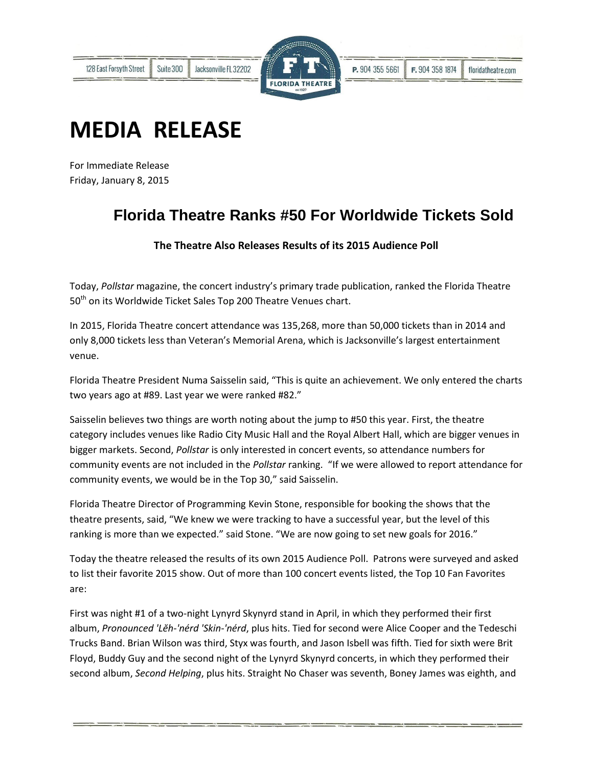128 East Forsyth Street | Suite 300 | Jacksonville FL 32202 | P. 904 355 5661 | F. 904 358 1874 | floridatheatre.com

# MEDIA RELEASE

For Immediate Release
Friday, January 8, 2015

## Florida Theatre Ranks #50 For Worldwide Tickets Sold

**The Theatre Also Releases Results of its 2015 Audience Poll**

Today, *Pollstar* magazine, the concert industry's primary trade publication, ranked the Florida Theatre 50th on its Worldwide Ticket Sales Top 200 Theatre Venues chart.

In 2015, Florida Theatre concert attendance was 135,268, more than 50,000 tickets than in 2014 and only 8,000 tickets less than Veteran's Memorial Arena, which is Jacksonville's largest entertainment venue.

Florida Theatre President Numa Saisselin said, "This is quite an achievement. We only entered the charts two years ago at #89. Last year we were ranked #82."

Saisselin believes two things are worth noting about the jump to #50 this year. First, the theatre category includes venues like Radio City Music Hall and the Royal Albert Hall, which are bigger venues in bigger markets. Second, *Pollstar* is only interested in concert events, so attendance numbers for community events are not included in the *Pollstar* ranking. "If we were allowed to report attendance for community events, we would be in the Top 30," said Saisselin.

Florida Theatre Director of Programming Kevin Stone, responsible for booking the shows that the theatre presents, said, "We knew we were tracking to have a successful year, but the level of this ranking is more than we expected." said Stone. "We are now going to set new goals for 2016."

Today the theatre released the results of its own 2015 Audience Poll. Patrons were surveyed and asked to list their favorite 2015 show. Out of more than 100 concert events listed, the Top 10 Fan Favorites are:

First was night #1 of a two-night Lynyrd Skynyrd stand in April, in which they performed their first album, *Pronounced 'Lĕh-'nérd 'Skin-'nérd*, plus hits. Tied for second were Alice Cooper and the Tedeschi Trucks Band. Brian Wilson was third, Styx was fourth, and Jason Isbell was fifth. Tied for sixth were Brit Floyd, Buddy Guy and the second night of the Lynyrd Skynyrd concerts, in which they performed their second album, *Second Helping*, plus hits. Straight No Chaser was seventh, Boney James was eighth, and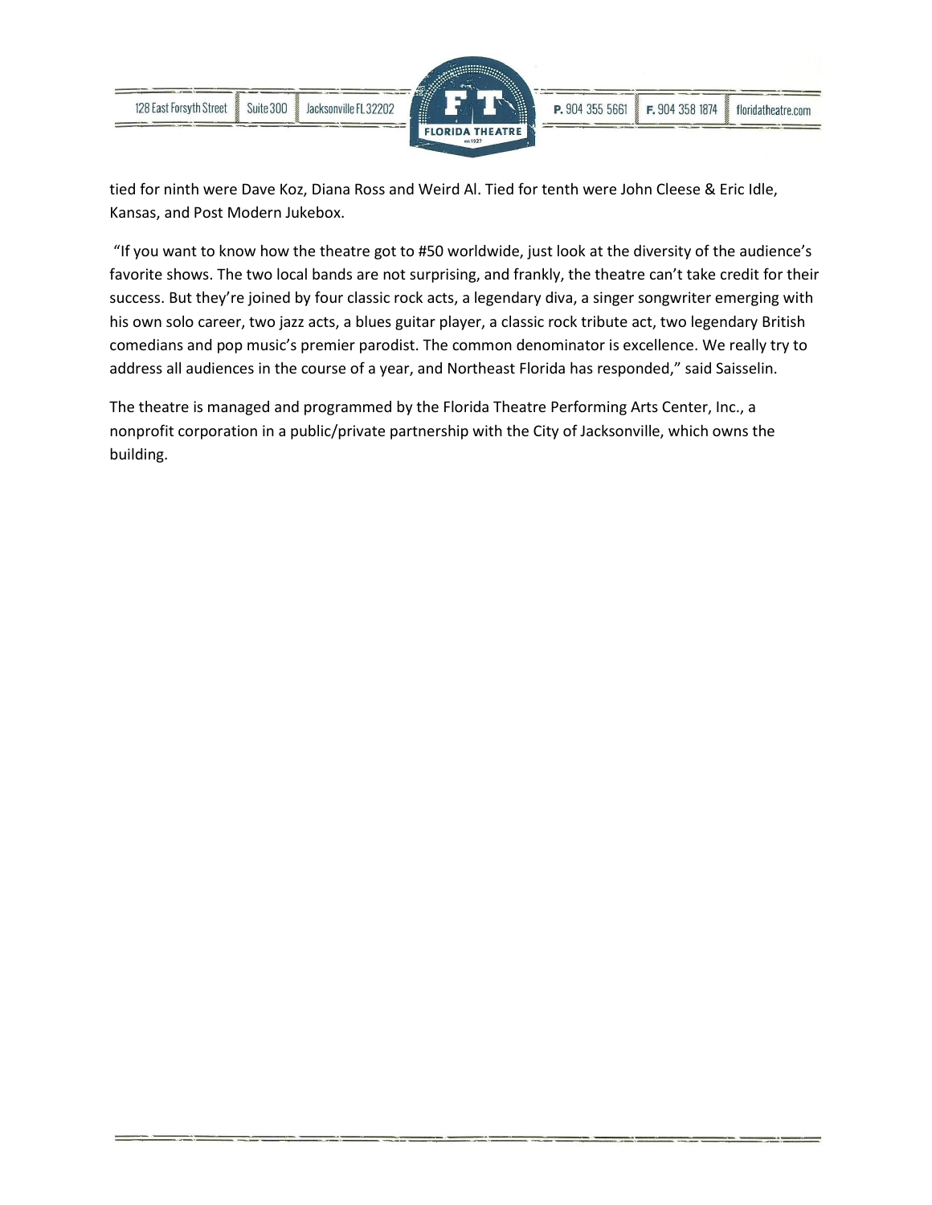tied for ninth were Dave Koz, Diana Ross and Weird Al. Tied for tenth were John Cleese & Eric Idle, Kansas, and Post Modern Jukebox.

"If you want to know how the theatre got to #50 worldwide, just look at the diversity of the audience's favorite shows. The two local bands are not surprising, and frankly, the theatre can't take credit for their success. But they're joined by four classic rock acts, a legendary diva, a singer songwriter emerging with his own solo career, two jazz acts, a blues guitar player, a classic rock tribute act, two legendary British comedians and pop music's premier parodist. The common denominator is excellence. We really try to address all audiences in the course of a year, and Northeast Florida has responded," said Saisselin.

The theatre is managed and programmed by the Florida Theatre Performing Arts Center, Inc., a nonprofit corporation in a public/private partnership with the City of Jacksonville, which owns the building.